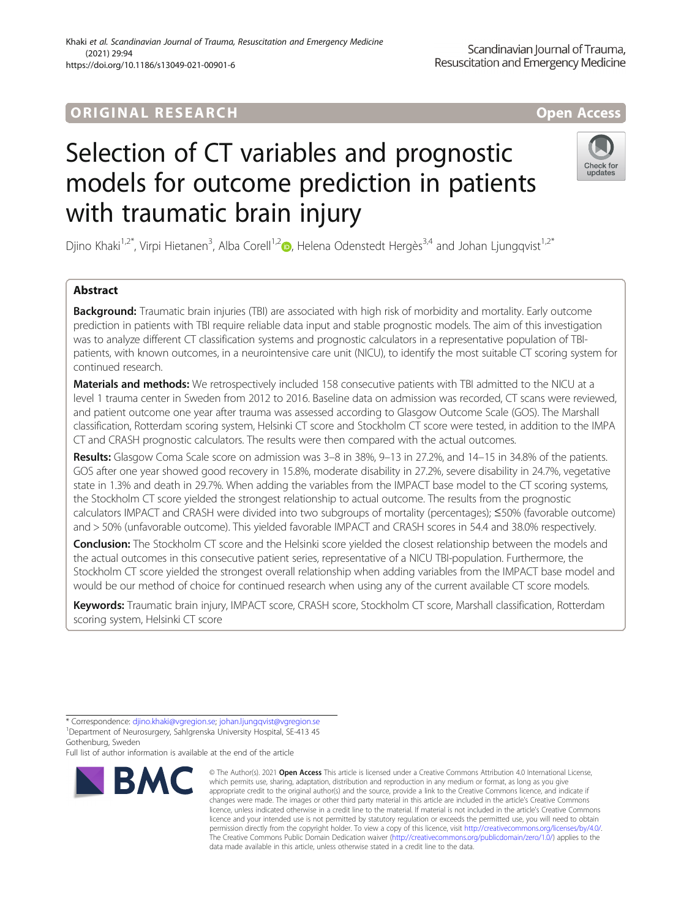ORIGINAL RESEARCH

Open Access

# Selection of CT variables and prognostic models for outcome prediction in patients with traumatic brain injury

Djino Khaki[1,2*], Virpi Hietanen[3], Alba Corell[1,2], Helena Odenstedt Hergès[3,4] and Johan Ljungqvist[1,2*]

## Abstract

**Background:** Traumatic brain injuries (TBI) are associated with high risk of morbidity and mortality. Early outcome prediction in patients with TBI require reliable data input and stable prognostic models. The aim of this investigation was to analyze different CT classification systems and prognostic calculators in a representative population of TBI-patients, with known outcomes, in a neurointensive care unit (NICU), to identify the most suitable CT scoring system for continued research.

**Materials and methods:** We retrospectively included 158 consecutive patients with TBI admitted to the NICU at a level 1 trauma center in Sweden from 2012 to 2016. Baseline data on admission was recorded, CT scans were reviewed, and patient outcome one year after trauma was assessed according to Glasgow Outcome Scale (GOS). The Marshall classification, Rotterdam scoring system, Helsinki CT score and Stockholm CT score were tested, in addition to the IMPACT CT and CRASH prognostic calculators. The results were then compared with the actual outcomes.

**Results:** Glasgow Coma Scale score on admission was 3–8 in 38%, 9–13 in 27.2%, and 14–15 in 34.8% of the patients. GOS after one year showed good recovery in 15.8%, moderate disability in 27.2%, severe disability in 24.7%, vegetative state in 1.3% and death in 29.7%. When adding the variables from the IMPACT base model to the CT scoring systems, the Stockholm CT score yielded the strongest relationship to actual outcome. The results from the prognostic calculators IMPACT and CRASH were divided into two subgroups of mortality (percentages); ≤50% (favorable outcome) and > 50% (unfavorable outcome). This yielded favorable IMPACT and CRASH scores in 54.4 and 38.0% respectively.

**Conclusion:** The Stockholm CT score and the Helsinki score yielded the closest relationship between the models and the actual outcomes in this consecutive patient series, representative of a NICU TBI-population. Furthermore, the Stockholm CT score yielded the strongest overall relationship when adding variables from the IMPACT base model and would be our method of choice for continued research when using any of the current available CT score models.

**Keywords:** Traumatic brain injury, IMPACT score, CRASH score, Stockholm CT score, Marshall classification, Rotterdam scoring system, Helsinki CT score

\* Correspondence: djino.khaki@vgregion.se; johan.ljungqvist@vgregion.se
[1]Department of Neurosurgery, Sahlgrenska University Hospital, SE-413 45 Gothenburg, Sweden
Full list of author information is available at the end of the article

© The Author(s). 2021 **Open Access** This article is licensed under a Creative Commons Attribution 4.0 International License, which permits use, sharing, adaptation, distribution and reproduction in any medium or format, as long as you give appropriate credit to the original author(s) and the source, provide a link to the Creative Commons licence, and indicate if changes were made. The images or other third party material in this article are included in the article's Creative Commons licence, unless indicated otherwise in a credit line to the material. If material is not included in the article's Creative Commons licence and your intended use is not permitted by statutory regulation or exceeds the permitted use, you will need to obtain permission directly from the copyright holder. To view a copy of this licence, visit http://creativecommons.org/licenses/by/4.0/. The Creative Commons Public Domain Dedication waiver (http://creativecommons.org/publicdomain/zero/1.0/) applies to the data made available in this article, unless otherwise stated in a credit line to the data.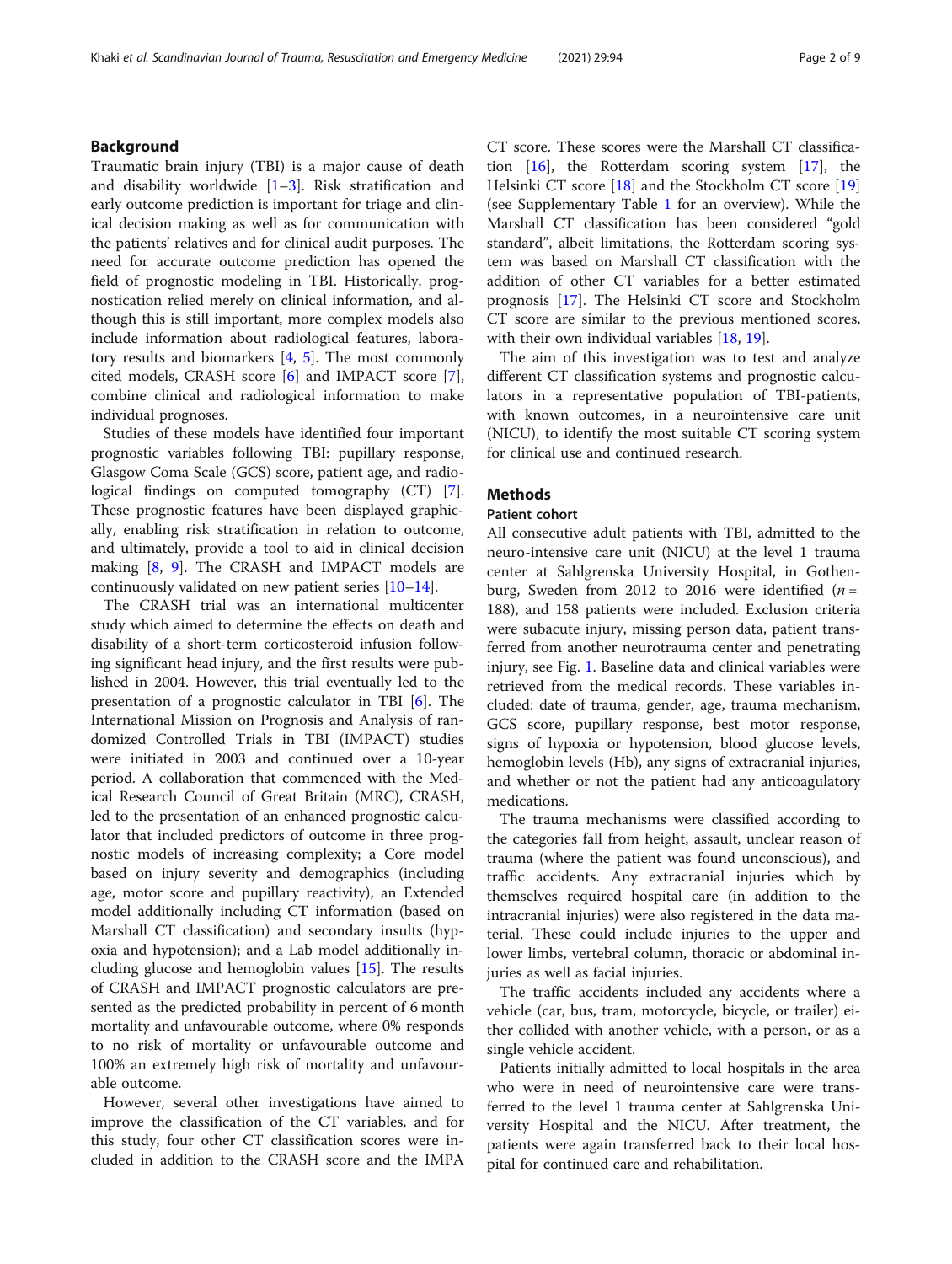## Background

Traumatic brain injury (TBI) is a major cause of death and disability worldwide [1–3]. Risk stratification and early outcome prediction is important for triage and clinical decision making as well as for communication with the patients' relatives and for clinical audit purposes. The need for accurate outcome prediction has opened the field of prognostic modeling in TBI. Historically, prognostication relied merely on clinical information, and although this is still important, more complex models also include information about radiological features, laboratory results and biomarkers [4, 5]. The most commonly cited models, CRASH score [6] and IMPACT score [7], combine clinical and radiological information to make individual prognoses.

Studies of these models have identified four important prognostic variables following TBI: pupillary response, Glasgow Coma Scale (GCS) score, patient age, and radiological findings on computed tomography (CT) [7]. These prognostic features have been displayed graphically, enabling risk stratification in relation to outcome, and ultimately, provide a tool to aid in clinical decision making [8, 9]. The CRASH and IMPACT models are continuously validated on new patient series [10–14].

The CRASH trial was an international multicenter study which aimed to determine the effects on death and disability of a short-term corticosteroid infusion following significant head injury, and the first results were published in 2004. However, this trial eventually led to the presentation of a prognostic calculator in TBI [6]. The International Mission on Prognosis and Analysis of randomized Controlled Trials in TBI (IMPACT) studies were initiated in 2003 and continued over a 10-year period. A collaboration that commenced with the Medical Research Council of Great Britain (MRC), CRASH, led to the presentation of an enhanced prognostic calculator that included predictors of outcome in three prognostic models of increasing complexity; a Core model based on injury severity and demographics (including age, motor score and pupillary reactivity), an Extended model additionally including CT information (based on Marshall CT classification) and secondary insults (hypoxia and hypotension); and a Lab model additionally including glucose and hemoglobin values [15]. The results of CRASH and IMPACT prognostic calculators are presented as the predicted probability in percent of 6 month mortality and unfavourable outcome, where 0% responds to no risk of mortality or unfavourable outcome and 100% an extremely high risk of mortality and unfavourable outcome.

However, several other investigations have aimed to improve the classification of the CT variables, and for this study, four other CT classification scores were included in addition to the CRASH score and the IMPACT score. These scores were the Marshall CT classification [16], the Rotterdam scoring system [17], the Helsinki CT score [18] and the Stockholm CT score [19] (see Supplementary Table 1 for an overview). While the Marshall CT classification has been considered "gold standard", albeit limitations, the Rotterdam scoring system was based on Marshall CT classification with the addition of other CT variables for a better estimated prognosis [17]. The Helsinki CT score and Stockholm CT score are similar to the previous mentioned scores, with their own individual variables [18, 19].

The aim of this investigation was to test and analyze different CT classification systems and prognostic calculators in a representative population of TBI-patients, with known outcomes, in a neurointensive care unit (NICU), to identify the most suitable CT scoring system for clinical use and continued research.

## Methods

### Patient cohort

All consecutive adult patients with TBI, admitted to the neuro-intensive care unit (NICU) at the level 1 trauma center at Sahlgrenska University Hospital, in Gothenburg, Sweden from 2012 to 2016 were identified ($n$ = 188), and 158 patients were included. Exclusion criteria were subacute injury, missing person data, patient transferred from another neurotrauma center and penetrating injury, see Fig. 1. Baseline data and clinical variables were retrieved from the medical records. These variables included: date of trauma, gender, age, trauma mechanism, GCS score, pupillary response, best motor response, signs of hypoxia or hypotension, blood glucose levels, hemoglobin levels (Hb), any signs of extracranial injuries, and whether or not the patient had any anticoagulatory medications.

The trauma mechanisms were classified according to the categories fall from height, assault, unclear reason of trauma (where the patient was found unconscious), and traffic accidents. Any extracranial injuries which by themselves required hospital care (in addition to the intracranial injuries) were also registered in the data material. These could include injuries to the upper and lower limbs, vertebral column, thoracic or abdominal injuries as well as facial injuries.

The traffic accidents included any accidents where a vehicle (car, bus, tram, motorcycle, bicycle, or trailer) either collided with another vehicle, with a person, or as a single vehicle accident.

Patients initially admitted to local hospitals in the area who were in need of neurointensive care were transferred to the level 1 trauma center at Sahlgrenska University Hospital and the NICU. After treatment, the patients were again transferred back to their local hospital for continued care and rehabilitation.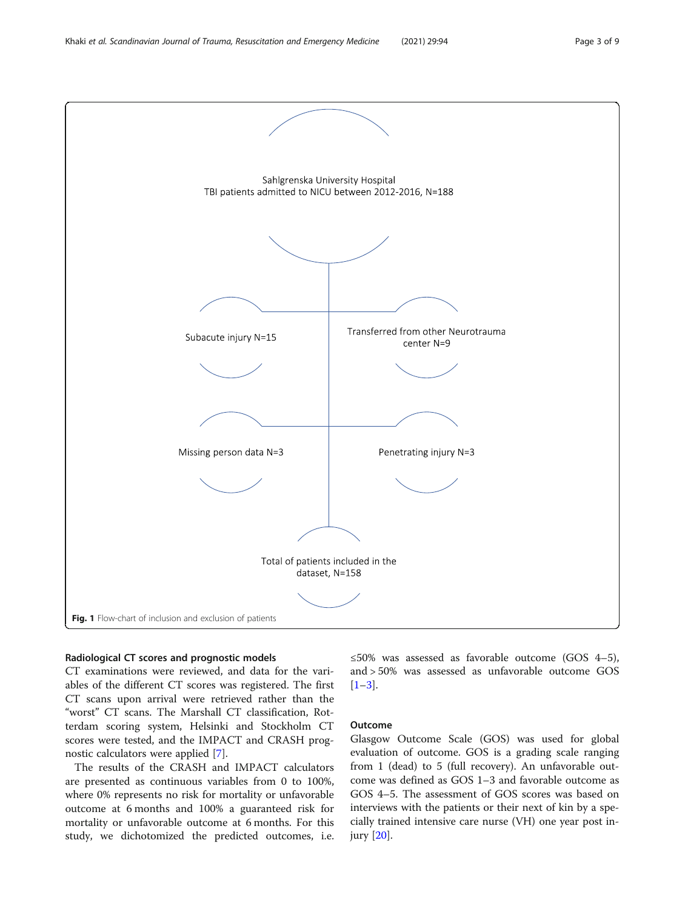Sahlgrenska University Hospital
TBI patients admitted to NICU between 2012-2016, N=188

Subacute injury N=15

Transferred from other Neurotrauma center N=9

Missing person data N=3

Penetrating injury N=3

Total of patients included in the dataset, N=158

**Fig. 1** Flow-chart of inclusion and exclusion of patients

### Radiological CT scores and prognostic models

CT examinations were reviewed, and data for the variables of the different CT scores was registered. The first CT scans upon arrival were retrieved rather than the "worst" CT scans. The Marshall CT classification, Rotterdam scoring system, Helsinki and Stockholm CT scores were tested, and the IMPACT and CRASH prognostic calculators were applied [7].

The results of the CRASH and IMPACT calculators are presented as continuous variables from 0 to 100%, where 0% represents no risk for mortality or unfavorable outcome at 6 months and 100% a guaranteed risk for mortality or unfavorable outcome at 6 months. For this study, we dichotomized the predicted outcomes, i.e. ≤50% was assessed as favorable outcome (GOS 4–5), and > 50% was assessed as unfavorable outcome GOS [1–3].

### Outcome

Glasgow Outcome Scale (GOS) was used for global evaluation of outcome. GOS is a grading scale ranging from 1 (dead) to 5 (full recovery). An unfavorable outcome was defined as GOS 1–3 and favorable outcome as GOS 4–5. The assessment of GOS scores was based on interviews with the patients or their next of kin by a specially trained intensive care nurse (VH) one year post injury [20].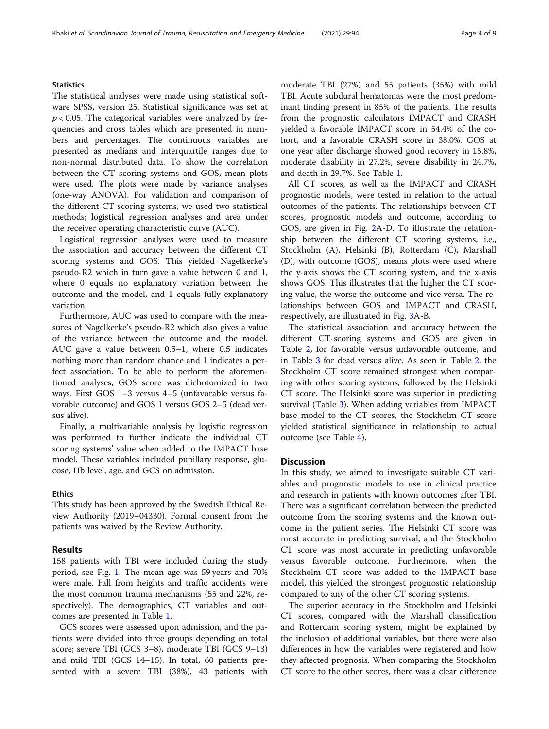## Statistics

The statistical analyses were made using statistical software SPSS, version 25. Statistical significance was set at $p < 0.05$. The categorical variables were analyzed by frequencies and cross tables which are presented in numbers and percentages. The continuous variables are presented as medians and interquartile ranges due to non-normal distributed data. To show the correlation between the CT scoring systems and GOS, mean plots were used. The plots were made by variance analyses (one-way ANOVA). For validation and comparison of the different CT scoring systems, we used two statistical methods; logistical regression analyses and area under the receiver operating characteristic curve (AUC).

Logistical regression analyses were used to measure the association and accuracy between the different CT scoring systems and GOS. This yielded Nagelkerke's pseudo-R2 which in turn gave a value between 0 and 1, where 0 equals no explanatory variation between the outcome and the model, and 1 equals fully explanatory variation.

Furthermore, AUC was used to compare with the measures of Nagelkerke's pseudo-R2 which also gives a value of the variance between the outcome and the model. AUC gave a value between 0.5–1, where 0.5 indicates nothing more than random chance and 1 indicates a perfect association. To be able to perform the aforementioned analyses, GOS score was dichotomized in two ways. First GOS 1–3 versus 4–5 (unfavorable versus favorable outcome) and GOS 1 versus GOS 2–5 (dead versus alive).

Finally, a multivariable analysis by logistic regression was performed to further indicate the individual CT scoring systems' value when added to the IMPACT base model. These variables included pupillary response, glucose, Hb level, age, and GCS on admission.

## Ethics

This study has been approved by the Swedish Ethical Review Authority (2019–04330). Formal consent from the patients was waived by the Review Authority.

## Results

158 patients with TBI were included during the study period, see Fig. 1. The mean age was 59 years and 70% were male. Fall from heights and traffic accidents were the most common trauma mechanisms (55 and 22%, respectively). The demographics, CT variables and outcomes are presented in Table 1.

GCS scores were assessed upon admission, and the patients were divided into three groups depending on total score; severe TBI (GCS 3–8), moderate TBI (GCS 9–13) and mild TBI (GCS 14–15). In total, 60 patients presented with a severe TBI (38%), 43 patients with moderate TBI (27%) and 55 patients (35%) with mild TBI. Acute subdural hematomas were the most predominant finding present in 85% of the patients. The results from the prognostic calculators IMPACT and CRASH yielded a favorable IMPACT score in 54.4% of the cohort, and a favorable CRASH score in 38.0%. GOS at one year after discharge showed good recovery in 15.8%, moderate disability in 27.2%, severe disability in 24.7%, and death in 29.7%. See Table 1.

All CT scores, as well as the IMPACT and CRASH prognostic models, were tested in relation to the actual outcomes of the patients. The relationships between CT scores, prognostic models and outcome, according to GOS, are given in Fig. 2A-D. To illustrate the relationship between the different CT scoring systems, i.e., Stockholm (A), Helsinki (B), Rotterdam (C), Marshall (D), with outcome (GOS), means plots were used where the y-axis shows the CT scoring system, and the x-axis shows GOS. This illustrates that the higher the CT scoring value, the worse the outcome and vice versa. The relationships between GOS and IMPACT and CRASH, respectively, are illustrated in Fig. 3A-B.

The statistical association and accuracy between the different CT-scoring systems and GOS are given in Table 2, for favorable versus unfavorable outcome, and in Table 3 for dead versus alive. As seen in Table 2, the Stockholm CT score remained strongest when comparing with other scoring systems, followed by the Helsinki CT score. The Helsinki score was superior in predicting survival (Table 3). When adding variables from IMPACT base model to the CT scores, the Stockholm CT score yielded statistical significance in relationship to actual outcome (see Table 4).

## Discussion

In this study, we aimed to investigate suitable CT variables and prognostic models to use in clinical practice and research in patients with known outcomes after TBI. There was a significant correlation between the predicted outcome from the scoring systems and the known outcome in the patient series. The Helsinki CT score was most accurate in predicting survival, and the Stockholm CT score was most accurate in predicting unfavorable versus favorable outcome. Furthermore, when the Stockholm CT score was added to the IMPACT base model, this yielded the strongest prognostic relationship compared to any of the other CT scoring systems.

The superior accuracy in the Stockholm and Helsinki CT scores, compared with the Marshall classification and Rotterdam scoring system, might be explained by the inclusion of additional variables, but there were also differences in how the variables were registered and how they affected prognosis. When comparing the Stockholm CT score to the other scores, there was a clear difference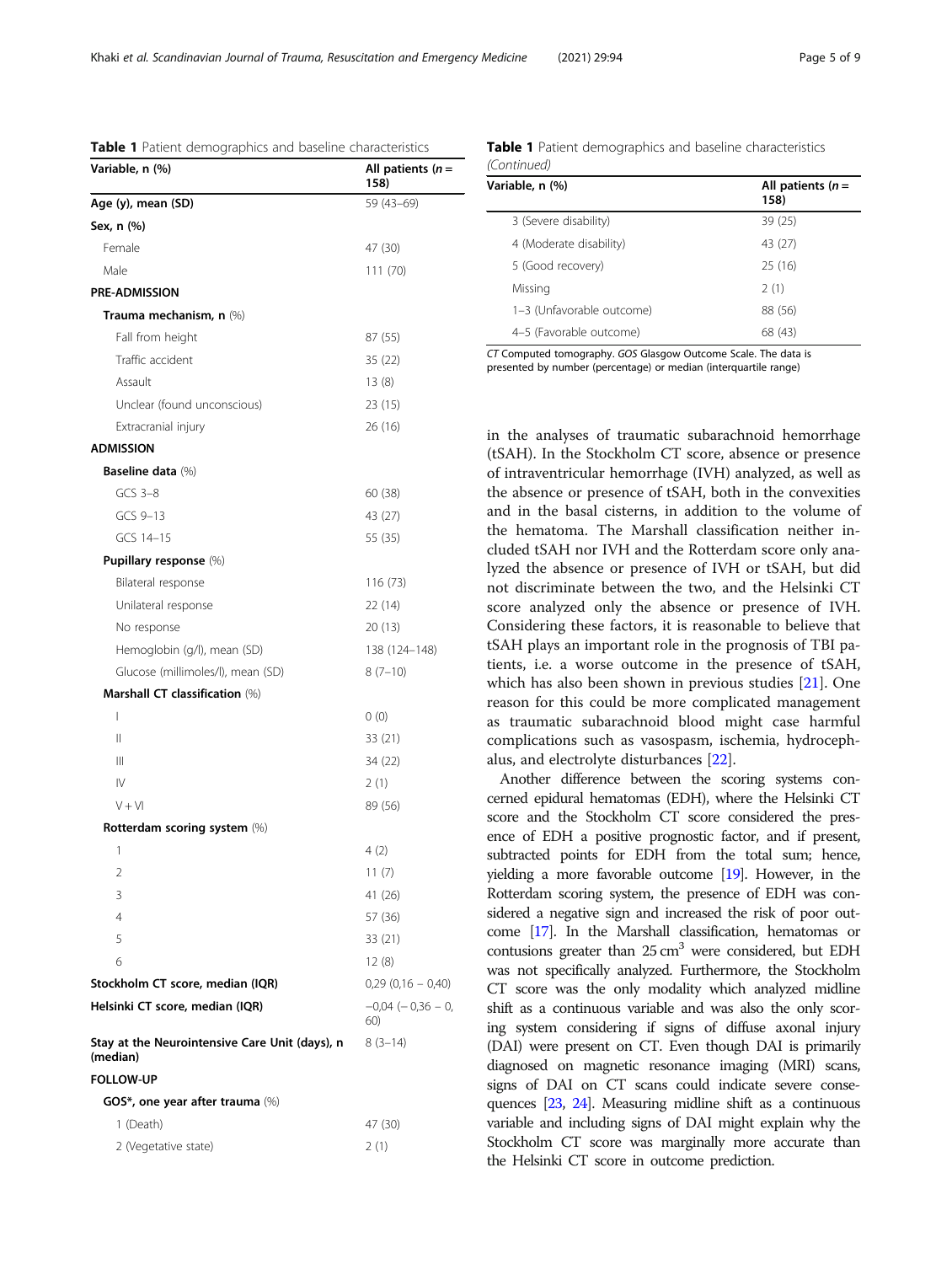**Table 1** Patient demographics and baseline characteristics

| Variable, n (%) | All patients (n = 158) |
|---|---|
| **Age (y), mean (SD)** | 59 (43–69) |
| **Sex, n (%)** | |
| Female | 47 (30) |
| Male | 111 (70) |
| **PRE-ADMISSION** | |
| **Trauma mechanism, n** (%) | |
| Fall from height | 87 (55) |
| Traffic accident | 35 (22) |
| Assault | 13 (8) |
| Unclear (found unconscious) | 23 (15) |
| Extracranial injury | 26 (16) |
| **ADMISSION** | |
| **Baseline data** (%) | |
| GCS 3–8 | 60 (38) |
| GCS 9–13 | 43 (27) |
| GCS 14–15 | 55 (35) |
| **Pupillary response** (%) | |
| Bilateral response | 116 (73) |
| Unilateral response | 22 (14) |
| No response | 20 (13) |
| Hemoglobin (g/l), mean (SD) | 138 (124–148) |
| Glucose (millimoles/l), mean (SD) | 8 (7–10) |
| **Marshall CT classification** (%) | |
| I | 0 (0) |
| II | 33 (21) |
| III | 34 (22) |
| IV | 2 (1) |
| V + VI | 89 (56) |
| **Rotterdam scoring system** (%) | |
| 1 | 4 (2) |
| 2 | 11 (7) |
| 3 | 41 (26) |
| 4 | 57 (36) |
| 5 | 33 (21) |
| 6 | 12 (8) |
| **Stockholm CT score, median (IQR)** | 0,29 (0,16 – 0,40) |
| **Helsinki CT score, median (IQR)** | −0,04 (− 0,36 – 0, 60) |
| **Stay at the Neurointensive Care Unit (days), n (median)** | 8 (3–14) |
| **FOLLOW-UP** | |
| **GOS\*, one year after trauma** (%) | |
| 1 (Death) | 47 (30) |
| 2 (Vegetative state) | 2 (1) |
| 3 (Severe disability) | 39 (25) |
| 4 (Moderate disability) | 43 (27) |
| 5 (Good recovery) | 25 (16) |
| Missing | 2 (1) |
| 1–3 (Unfavorable outcome) | 88 (56) |
| 4–5 (Favorable outcome) | 68 (43) |

*CT* Computed tomography. *GOS* Glasgow Outcome Scale. The data is presented by number (percentage) or median (interquartile range)

in the analyses of traumatic subarachnoid hemorrhage (tSAH). In the Stockholm CT score, absence or presence of intraventricular hemorrhage (IVH) analyzed, as well as the absence or presence of tSAH, both in the convexities and in the basal cisterns, in addition to the volume of the hematoma. The Marshall classification neither included tSAH nor IVH and the Rotterdam score only analyzed the absence or presence of IVH or tSAH, but did not discriminate between the two, and the Helsinki CT score analyzed only the absence or presence of IVH. Considering these factors, it is reasonable to believe that tSAH plays an important role in the prognosis of TBI patients, i.e. a worse outcome in the presence of tSAH, which has also been shown in previous studies [21]. One reason for this could be more complicated management as traumatic subarachnoid blood might case harmful complications such as vasospasm, ischemia, hydrocephalus, and electrolyte disturbances [22].

Another difference between the scoring systems concerned epidural hematomas (EDH), where the Helsinki CT score and the Stockholm CT score considered the presence of EDH a positive prognostic factor, and if present, subtracted points for EDH from the total sum; hence, yielding a more favorable outcome [19]. However, in the Rotterdam scoring system, the presence of EDH was considered a negative sign and increased the risk of poor outcome [17]. In the Marshall classification, hematomas or contusions greater than 25 $cm^3$ were considered, but EDH was not specifically analyzed. Furthermore, the Stockholm CT score was the only modality which analyzed midline shift as a continuous variable and was also the only scoring system considering if signs of diffuse axonal injury (DAI) were present on CT. Even though DAI is primarily diagnosed on magnetic resonance imaging (MRI) scans, signs of DAI on CT scans could indicate severe consequences [23, 24]. Measuring midline shift as a continuous variable and including signs of DAI might explain why the Stockholm CT score was marginally more accurate than the Helsinki CT score in outcome prediction.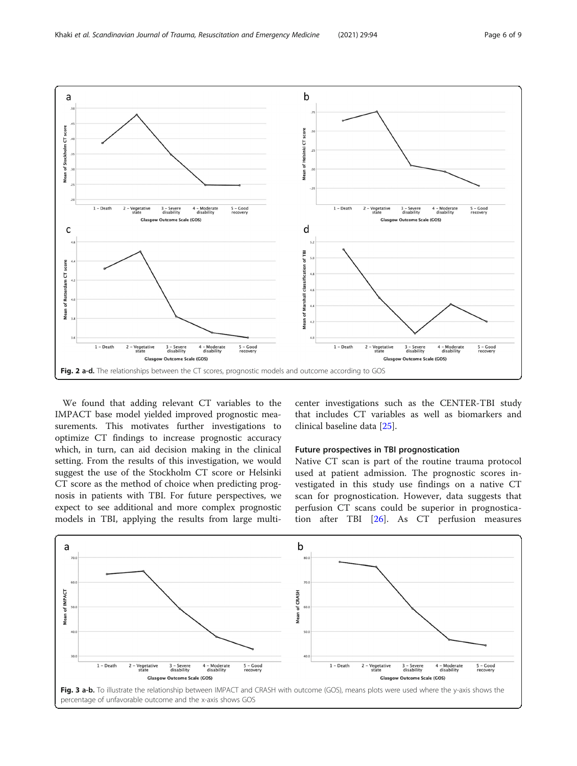Fig. 2 a-d. The relationships between the CT scores, prognostic models and outcome according to GOS

We found that adding relevant CT variables to the IMPACT base model yielded improved prognostic measurements. This motivates further investigations to optimize CT findings to increase prognostic accuracy which, in turn, can aid decision making in the clinical setting. From the results of this investigation, we would suggest the use of the Stockholm CT score or Helsinki CT score as the method of choice when predicting prognosis in patients with TBI. For future perspectives, we expect to see additional and more complex prognostic models in TBI, applying the results from large multi-center investigations such as the CENTER-TBI study that includes CT variables as well as biomarkers and clinical baseline data [25].

### Future prospectives in TBI prognostication

Native CT scan is part of the routine trauma protocol used at patient admission. The prognostic scores investigated in this study use findings on a native CT scan for prognostication. However, data suggests that perfusion CT scans could be superior in prognostication after TBI [26]. As CT perfusion measures

Fig. 3 a-b. To illustrate the relationship between IMPACT and CRASH with outcome (GOS), means plots were used where the y-axis shows the percentage of unfavorable outcome and the x-axis shows GOS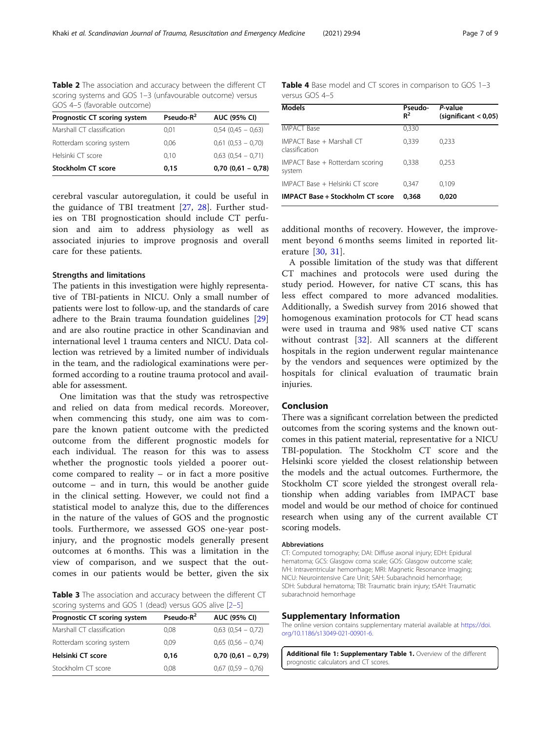**Table 2** The association and accuracy between the different CT scoring systems and GOS 1–3 (unfavourable outcome) versus GOS 4–5 (favorable outcome)

| Prognostic CT scoring system | Pseudo-$R^2$ | AUC (95% CI) |
|---|---|---|
| Marshall CT classification | 0,01 | 0,54 (0,45 – 0,63) |
| Rotterdam scoring system | 0,06 | 0,61 (0,53 – 0,70) |
| Helsinki CT score | 0,10 | 0,63 (0,54 – 0,71) |
| **Stockholm CT score** | **0,15** | **0,70 (0,61 – 0,78)** |

cerebral vascular autoregulation, it could be useful in the guidance of TBI treatment [27, 28]. Further studies on TBI prognostication should include CT perfusion and aim to address physiology as well as associated injuries to improve prognosis and overall care for these patients.

### Strengths and limitations

The patients in this investigation were highly representative of TBI-patients in NICU. Only a small number of patients were lost to follow-up, and the standards of care adhere to the Brain trauma foundation guidelines [29] and are also routine practice in other Scandinavian and international level 1 trauma centers and NICU. Data collection was retrieved by a limited number of individuals in the team, and the radiological examinations were performed according to a routine trauma protocol and available for assessment.

One limitation was that the study was retrospective and relied on data from medical records. Moreover, when commencing this study, one aim was to compare the known patient outcome with the predicted outcome from the different prognostic models for each individual. The reason for this was to assess whether the prognostic tools yielded a poorer outcome compared to reality – or in fact a more positive outcome – and in turn, this would be another guide in the clinical setting. However, we could not find a statistical model to analyze this, due to the differences in the nature of the values of GOS and the prognostic tools. Furthermore, we assessed GOS one-year post-injury, and the prognostic models generally present outcomes at 6 months. This was a limitation in the view of comparison, and we suspect that the outcomes in our patients would be better, given the six additional months of recovery. However, the improvement beyond 6 months seems limited in reported literature [30, 31].

**Table 3** The association and accuracy between the different CT scoring systems and GOS 1 (dead) versus GOS alive [2–5]

| Prognostic CT scoring system | Pseudo-$R^2$ | AUC (95% CI) |
|---|---|---|
| Marshall CT classification | 0,08 | 0,63 (0,54 – 0,72) |
| Rotterdam scoring system | 0,09 | 0,65 (0,56 – 0,74) |
| **Helsinki CT score** | **0,16** | **0,70 (0,61 – 0,79)** |
| Stockholm CT score | 0,08 | 0,67 (0,59 – 0,76) |

**Table 4** Base model and CT scores in comparison to GOS 1–3 versus GOS 4–5

| Models | Pseudo-$R^2$ | *P*-value (significant < 0,05) |
|---|---|---|
| IMPACT Base | 0,330 | |
| IMPACT Base + Marshall CT classification | 0,339 | 0,233 |
| IMPACT Base + Rotterdam scoring system | 0,338 | 0,253 |
| IMPACT Base + Helsinki CT score | 0,347 | 0,109 |
| **IMPACT Base + Stockholm CT score** | **0,368** | **0,020** |

A possible limitation of the study was that different CT machines and protocols were used during the study period. However, for native CT scans, this has less effect compared to more advanced modalities. Additionally, a Swedish survey from 2016 showed that homogenous examination protocols for CT head scans were used in trauma and 98% used native CT scans without contrast [32]. All scanners at the different hospitals in the region underwent regular maintenance by the vendors and sequences were optimized by the hospitals for clinical evaluation of traumatic brain injuries.

## Conclusion

There was a significant correlation between the predicted outcomes from the scoring systems and the known outcomes in this patient material, representative for a NICU TBI-population. The Stockholm CT score and the Helsinki score yielded the closest relationship between the models and the actual outcomes. Furthermore, the Stockholm CT score yielded the strongest overall relationship when adding variables from IMPACT base model and would be our method of choice for continued research when using any of the current available CT scoring models.

#### Abbreviations

CT: Computed tomography; DAI: Diffuse axonal injury; EDH: Epidural hematoma; GCS: Glasgow coma scale; GOS: Glasgow outcome scale; IVH: Intraventricular hemorrhage; MRI: Magnetic Resonance Imaging; NICU: Neurointensive Care Unit; SAH: Subarachnoid hemorrhage; SDH: Subdural hematoma; TBI: Traumatic brain injury; tSAH: Traumatic subarachnoid hemorrhage

## Supplementary Information

The online version contains supplementary material available at https://doi.org/10.1186/s13049-021-00901-6.

**Additional file 1: Supplementary Table 1.** Overview of the different prognostic calculators and CT scores.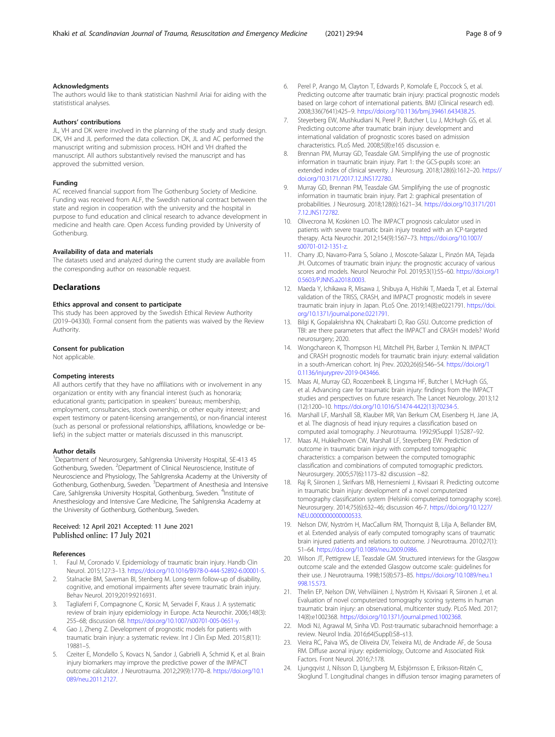### Acknowledgments

The authors would like to thank statistician Nashmil Ariai for aiding with the statistical analyses.

### Authors' contributions

JL, VH and DK were involved in the planning of the study and study design. DK, VH and JL performed the data collection. DK, JL and AC performed the manuscript writing and submission process. HOH and VH drafted the manuscript. All authors substantively revised the manuscript and has approved the submitted version.

### Funding

AC received financial support from The Gothenburg Society of Medicine. Funding was received from ALF, the Swedish national contract between the state and region in cooperation with the university and the hospital in purpose to fund education and clinical research to advance development in medicine and health care. Open Access funding provided by University of Gothenburg.

### Availability of data and materials

The datasets used and analyzed during the current study are available from the corresponding author on reasonable request.

## Declarations

### Ethics approval and consent to participate

This study has been approved by the Swedish Ethical Review Authority (2019–04330). Formal consent from the patients was waived by the Review Authority.

### Consent for publication

Not applicable.

### Competing interests

All authors certify that they have no affiliations with or involvement in any organization or entity with any financial interest (such as honoraria; educational grants; participation in speakers' bureaus; membership, employment, consultancies, stock ownership, or other equity interest; and expert testimony or patent-licensing arrangements), or non-financial interest (such as personal or professional relationships, affiliations, knowledge or beliefs) in the subject matter or materials discussed in this manuscript.

### Author details

[1]Department of Neurosurgery, Sahlgrenska University Hospital, SE-413 45 Gothenburg, Sweden. [2]Department of Clinical Neuroscience, Institute of Neuroscience and Physiology, The Sahlgrenska Academy at the University of Gothenburg, Gothenburg, Sweden. [3]Department of Anesthesia and Intensive Care, Sahlgrenska University Hospital, Gothenburg, Sweden. [4]Institute of Anesthesiology and Intensive Care Medicine, The Sahlgrenska Academy at the University of Gothenburg, Gothenburg, Sweden.

Received: 12 April 2021 Accepted: 11 June 2021
Published online: 17 July 2021

### References

1. Faul M, Coronado V. Epidemiology of traumatic brain injury. Handb Clin Neurol. 2015;127:3–13. https://doi.org/10.1016/B978-0-444-52892-6.00001-5.
2. Stalnacke BM, Saveman BI, Stenberg M. Long-term follow-up of disability, cognitive, and emotional impairments after severe traumatic brain injury. Behav Neurol. 2019;2019:9216931.
3. Tagliaferri F, Compagnone C, Korsic M, Servadei F, Kraus J. A systematic review of brain injury epidemiology in Europe. Acta Neurochir. 2006;148(3): 255–68; discussion 68. https://doi.org/10.1007/s00701-005-0651-y.
4. Gao J, Zheng Z. Development of prognostic models for patients with traumatic brain injury: a systematic review. Int J Clin Exp Med. 2015;8(11): 19881–5.
5. Czeiter E, Mondello S, Kovacs N, Sandor J, Gabrielli A, Schmid K, et al. Brain injury biomarkers may improve the predictive power of the IMPACT outcome calculator. J Neurotrauma. 2012;29(9):1770–8. https://doi.org/10.1089/neu.2011.2127.
6. Perel P, Arango M, Clayton T, Edwards P, Komolafe E, Poccock S, et al. Predicting outcome after traumatic brain injury: practical prognostic models based on large cohort of international patients. BMJ (Clinical research ed). 2008;336(7641):425–9. https://doi.org/10.1136/bmj.39461.643438.25.
7. Steyerberg EW, Mushkudiani N, Perel P, Butcher I, Lu J, McHugh GS, et al. Predicting outcome after traumatic brain injury: development and international validation of prognostic scores based on admission characteristics. PLoS Med. 2008;5(8):e165 discussion e.
8. Brennan PM, Murray GD, Teasdale GM. Simplifying the use of prognostic information in traumatic brain injury. Part 1: the GCS-pupils score: an extended index of clinical severity. J Neurosurg. 2018;128(6):1612–20. https://doi.org/10.3171/2017.12.JNS172780.
9. Murray GD, Brennan PM, Teasdale GM. Simplifying the use of prognostic information in traumatic brain injury. Part 2: graphical presentation of probabilities. J Neurosurg. 2018;128(6):1621–34. https://doi.org/10.3171/2017.12.JNS172782.
10. Olivecrona M, Koskinen LO. The IMPACT prognosis calculator used in patients with severe traumatic brain injury treated with an ICP-targeted therapy. Acta Neurochir. 2012;154(9):1567–73. https://doi.org/10.1007/s00701-012-1351-z.
11. Charry JD, Navarro-Parra S, Solano J, Moscote-Salazar L, Pinzón MA, Tejada JH. Outcomes of traumatic brain injury: the prognostic accuracy of various scores and models. Neurol Neurochir Pol. 2019;53(1):55–60. https://doi.org/10.5603/PJNNS.a2018.0003.
12. Maeda Y, Ichikawa R, Misawa J, Shibuya A, Hishiki T, Maeda T, et al. External validation of the TRISS, CRASH, and IMPACT prognostic models in severe traumatic brain injury in Japan. PLoS One. 2019;14(8):e0221791. https://doi.org/10.1371/journal.pone.0221791.
13. Bilgi K, Gopalakrishna KN, Chakrabarti D, Rao GSU. Outcome prediction of TBI: are there parameters that affect the IMPACT and CRASH models? World neurosurgery; 2020.
14. Wongchareon K, Thompson HJ, Mitchell PH, Barber J, Temkin N. IMPACT and CRASH prognostic models for traumatic brain injury: external validation in a south-American cohort. Inj Prev. 2020;26(6):546–54. https://doi.org/10.1136/injuryprev-2019-043466.
15. Maas AI, Murray GD, Roozenbeek B, Lingsma HF, Butcher I, McHugh GS, et al. Advancing care for traumatic brain injury: findings from the IMPACT studies and perspectives on future research. The Lancet Neurology. 2013;12 (12):1200–10. https://doi.org/10.1016/S1474-4422(13)70234-5.
16. Marshall LF, Marshall SB, Klauber MR, Van Berkum CM, Eisenberg H, Jane JA, et al. The diagnosis of head injury requires a classification based on computed axial tomography. J Neurotrauma. 1992;9(Suppl 1):S287–92.
17. Maas AI, Hukkelhoven CW, Marshall LF, Steyerberg EW. Prediction of outcome in traumatic brain injury with computed tomographic characteristics: a comparison between the computed tomographic classification and combinations of computed tomographic predictors. Neurosurgery. 2005;57(6):1173–82 discussion −82.
18. Raj R, Siironen J, Skrifvars MB, Hernesniemi J, Kivisaari R. Predicting outcome in traumatic brain injury: development of a novel computerized tomography classification system (Helsinki computerized tomography score). Neurosurgery. 2014;75(6):632–46; discussion 46-7. https://doi.org/10.1227/NEU.0000000000000533.
19. Nelson DW, Nyström H, MacCallum RM, Thornquist B, Lilja A, Bellander BM, et al. Extended analysis of early computed tomography scans of traumatic brain injured patients and relations to outcome. J Neurotrauma. 2010;27(1): 51–64. https://doi.org/10.1089/neu.2009.0986.
20. Wilson JT, Pettigrew LE, Teasdale GM. Structured interviews for the Glasgow outcome scale and the extended Glasgow outcome scale: guidelines for their use. J Neurotrauma. 1998;15(8):573–85. https://doi.org/10.1089/neu.1998.15.573.
21. Thelin EP, Nelson DW, Vehviläinen J, Nyström H, Kivisaari R, Siironen J, et al. Evaluation of novel computerized tomography scoring systems in human traumatic brain injury: an observational, multicenter study. PLoS Med. 2017; 14(8):e1002368. https://doi.org/10.1371/journal.pmed.1002368.
22. Modi NJ, Agrawal M, Sinha VD. Post-traumatic subarachnoid hemorrhage: a review. Neurol India. 2016;64(Suppl):S8–s13.
23. Vieira RC, Paiva WS, de Oliveira DV, Teixeira MJ, de Andrade AF, de Sousa RM. Diffuse axonal injury: epidemiology, Outcome and Associated Risk Factors. Front Neurol. 2016;7:178.
24. Ljungqvist J, Nilsson D, Ljungberg M, Esbjörnsson E, Eriksson-Ritzén C, Skoglund T. Longitudinal changes in diffusion tensor imaging parameters of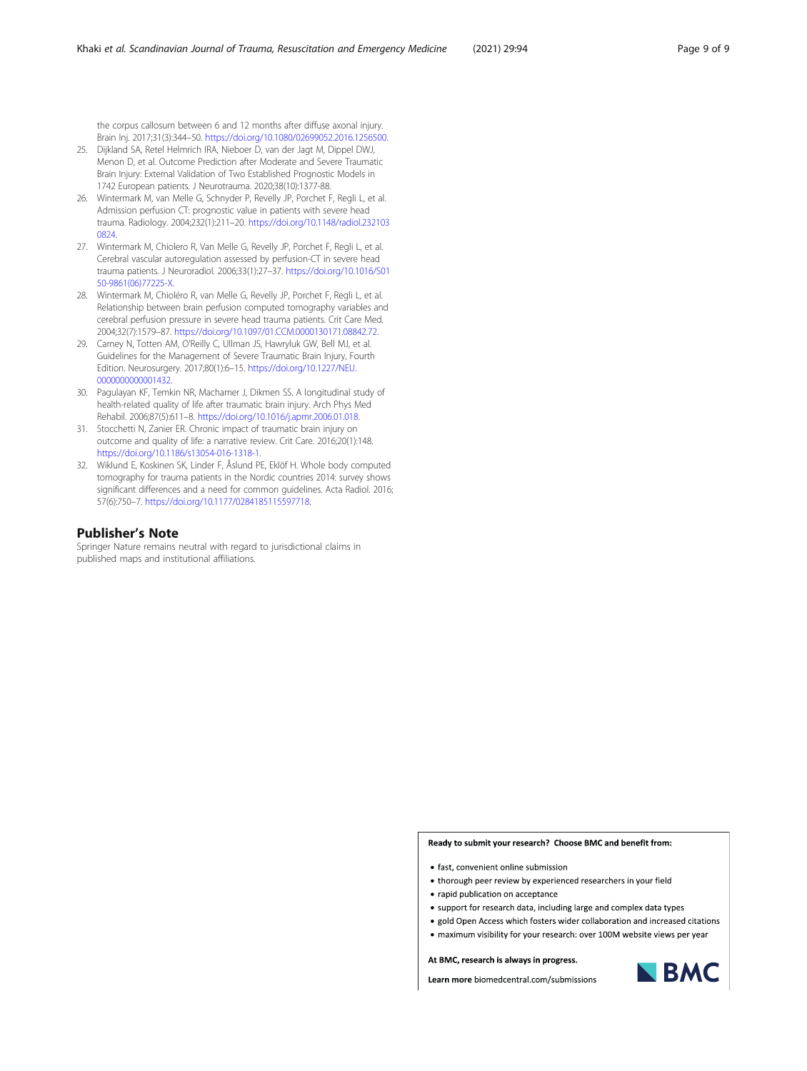the corpus callosum between 6 and 12 months after diffuse axonal injury. Brain Inj. 2017;31(3):344–50. https://doi.org/10.1080/02699052.2016.1256500.

25. Dijkland SA, Retel Helmrich IRA, Nieboer D, van der Jagt M, Dippel DWJ, Menon D, et al. Outcome Prediction after Moderate and Severe Traumatic Brain Injury: External Validation of Two Established Prognostic Models in 1742 European patients. J Neurotrauma. 2020;38(10):1377-88.
26. Wintermark M, van Melle G, Schnyder P, Revelly JP, Porchet F, Regli L, et al. Admission perfusion CT: prognostic value in patients with severe head trauma. Radiology. 2004;232(1):211–20. https://doi.org/10.1148/radiol.2321030824.
27. Wintermark M, Chiolero R, Van Melle G, Revelly JP, Porchet F, Regli L, et al. Cerebral vascular autoregulation assessed by perfusion-CT in severe head trauma patients. J Neuroradiol. 2006;33(1):27–37. https://doi.org/10.1016/S0150-9861(06)77225-X.
28. Wintermark M, Chioléro R, van Melle G, Revelly JP, Porchet F, Regli L, et al. Relationship between brain perfusion computed tomography variables and cerebral perfusion pressure in severe head trauma patients. Crit Care Med. 2004;32(7):1579–87. https://doi.org/10.1097/01.CCM.0000130171.08842.72.
29. Carney N, Totten AM, O'Reilly C, Ullman JS, Hawryluk GW, Bell MJ, et al. Guidelines for the Management of Severe Traumatic Brain Injury, Fourth Edition. Neurosurgery. 2017;80(1):6–15. https://doi.org/10.1227/NEU.0000000000001432.
30. Pagulayan KF, Temkin NR, Machamer J, Dikmen SS. A longitudinal study of health-related quality of life after traumatic brain injury. Arch Phys Med Rehabil. 2006;87(5):611–8. https://doi.org/10.1016/j.apmr.2006.01.018.
31. Stocchetti N, Zanier ER. Chronic impact of traumatic brain injury on outcome and quality of life: a narrative review. Crit Care. 2016;20(1):148. https://doi.org/10.1186/s13054-016-1318-1.
32. Wiklund E, Koskinen SK, Linder F, Åslund PE, Eklöf H. Whole body computed tomography for trauma patients in the Nordic countries 2014: survey shows significant differences and a need for common guidelines. Acta Radiol. 2016;57(6):750–7. https://doi.org/10.1177/0284185115597718.

## Publisher's Note

Springer Nature remains neutral with regard to jurisdictional claims in published maps and institutional affiliations.

**Ready to submit your research? Choose BMC and benefit from:**

- fast, convenient online submission
- thorough peer review by experienced researchers in your field
- rapid publication on acceptance
- support for research data, including large and complex data types
- gold Open Access which fosters wider collaboration and increased citations
- maximum visibility for your research: over 100M website views per year

**At BMC, research is always in progress.**

**Learn more** biomedcentral.com/submissions